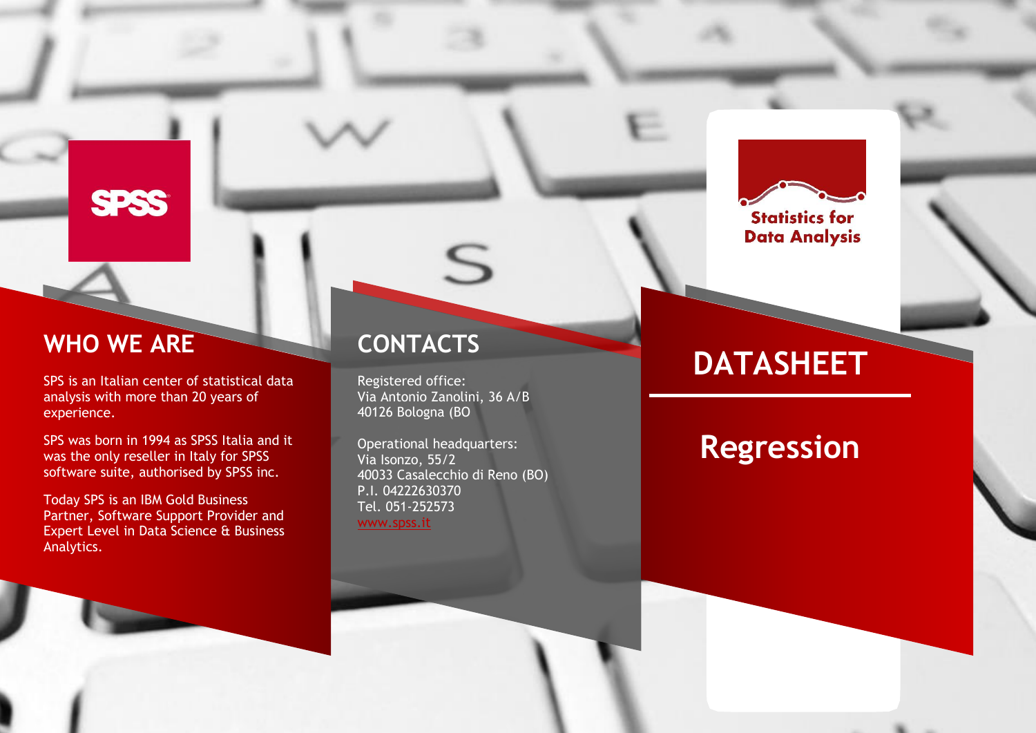SPSS

Statistics for Data Analysis

## WHO WE ARE

SPS is an Italian center of statistical data analysis with more than 20 years of experience.

SPS was born in 1994 as SPSS Italia and it was the only reseller in Italy for SPSS software suite, authorised by SPSS inc.

Today SPS is an IBM Gold Business Partner, Software Support Provider and Expert Level in Data Science & Business Analytics.

## CONTACTS

Registered office:
Via Antonio Zanolini, 36 A/B
40126 Bologna (BO

Operational headquarters:
Via Isonzo, 55/2
40033 Casalecchio di Reno (BO)
P.I. 04222630370
Tel. 051-252573
www.spss.it

# DATASHEET

# Regression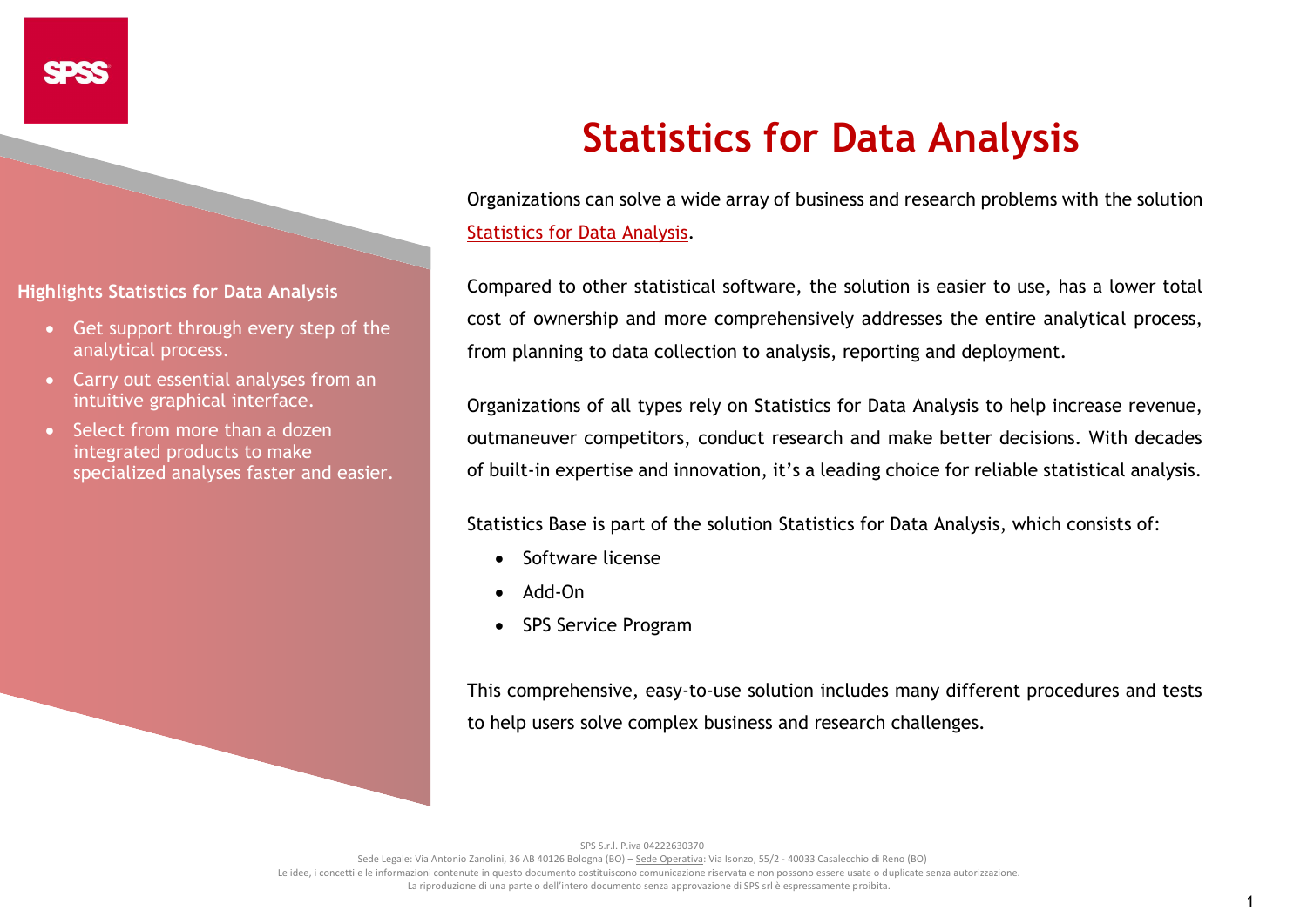# Statistics for Data Analysis

**Highlights Statistics for Data Analysis**

- Get support through every step of the analytical process.
- Carry out essential analyses from an intuitive graphical interface.
- Select from more than a dozen integrated products to make specialized analyses faster and easier.

Organizations can solve a wide array of business and research problems with the solution Statistics for Data Analysis.

Compared to other statistical software, the solution is easier to use, has a lower total cost of ownership and more comprehensively addresses the entire analytical process, from planning to data collection to analysis, reporting and deployment.

Organizations of all types rely on Statistics for Data Analysis to help increase revenue, outmaneuver competitors, conduct research and make better decisions. With decades of built-in expertise and innovation, it's a leading choice for reliable statistical analysis.

Statistics Base is part of the solution Statistics for Data Analysis, which consists of:

- Software license
- Add-On
- SPS Service Program

This comprehensive, easy-to-use solution includes many different procedures and tests to help users solve complex business and research challenges.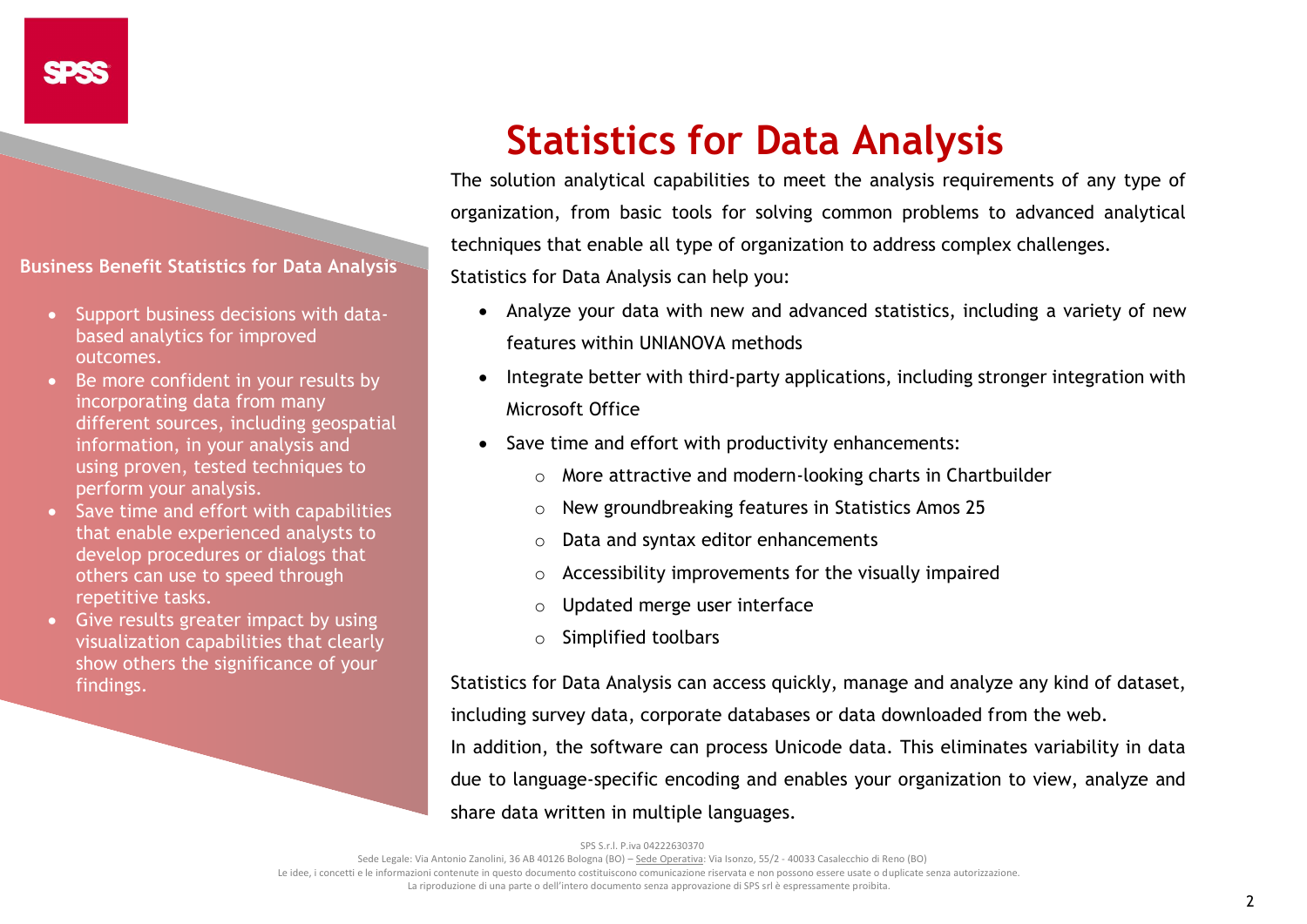## Business Benefit Statistics for Data Analysis

- Support business decisions with data-based analytics for improved outcomes.
- Be more confident in your results by incorporating data from many different sources, including geospatial information, in your analysis and using proven, tested techniques to perform your analysis.
- Save time and effort with capabilities that enable experienced analysts to develop procedures or dialogs that others can use to speed through repetitive tasks.
- Give results greater impact by using visualization capabilities that clearly show others the significance of your findings.

# Statistics for Data Analysis

The solution analytical capabilities to meet the analysis requirements of any type of organization, from basic tools for solving common problems to advanced analytical techniques that enable all type of organization to address complex challenges.

Statistics for Data Analysis can help you:

- Analyze your data with new and advanced statistics, including a variety of new features within UNIANOVA methods
- Integrate better with third-party applications, including stronger integration with Microsoft Office
- Save time and effort with productivity enhancements:
    - More attractive and modern-looking charts in Chartbuilder
    - New groundbreaking features in Statistics Amos 25
    - Data and syntax editor enhancements
    - Accessibility improvements for the visually impaired
    - Updated merge user interface
    - Simplified toolbars

Statistics for Data Analysis can access quickly, manage and analyze any kind of dataset, including survey data, corporate databases or data downloaded from the web.

In addition, the software can process Unicode data. This eliminates variability in data due to language-specific encoding and enables your organization to view, analyze and share data written in multiple languages.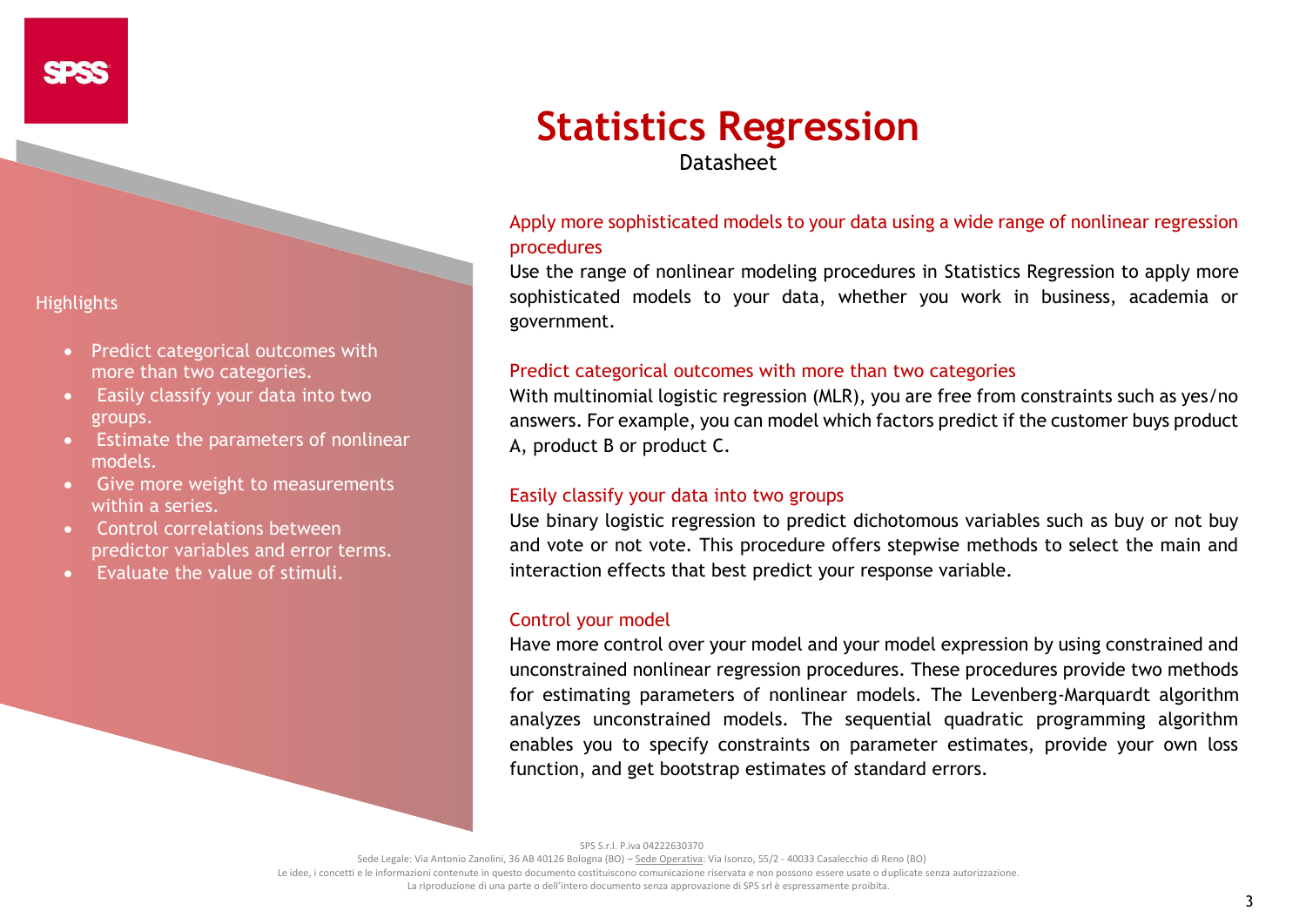# Statistics Regression

Datasheet

## Highlights

- Predict categorical outcomes with more than two categories.
- Easily classify your data into two groups.
- Estimate the parameters of nonlinear models.
- Give more weight to measurements within a series.
- Control correlations between predictor variables and error terms.
- Evaluate the value of stimuli.

### Apply more sophisticated models to your data using a wide range of nonlinear regression procedures

Use the range of nonlinear modeling procedures in Statistics Regression to apply more sophisticated models to your data, whether you work in business, academia or government.

### Predict categorical outcomes with more than two categories

With multinomial logistic regression (MLR), you are free from constraints such as yes/no answers. For example, you can model which factors predict if the customer buys product A, product B or product C.

### Easily classify your data into two groups

Use binary logistic regression to predict dichotomous variables such as buy or not buy and vote or not vote. This procedure offers stepwise methods to select the main and interaction effects that best predict your response variable.

### Control your model

Have more control over your model and your model expression by using constrained and unconstrained nonlinear regression procedures. These procedures provide two methods for estimating parameters of nonlinear models. The Levenberg-Marquardt algorithm analyzes unconstrained models. The sequential quadratic programming algorithm enables you to specify constraints on parameter estimates, provide your own loss function, and get bootstrap estimates of standard errors.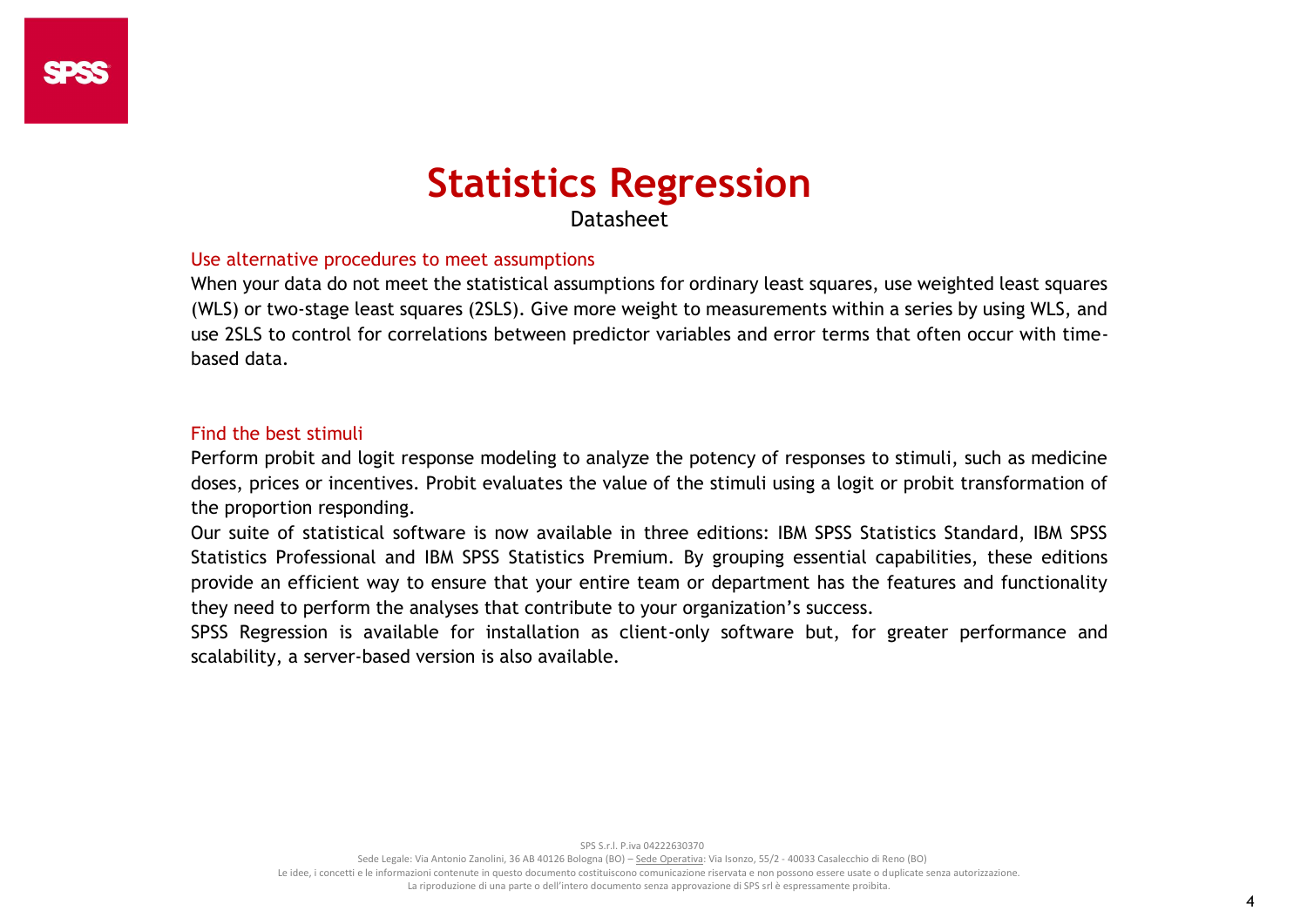# Statistics Regression

Datasheet

## Use alternative procedures to meet assumptions

When your data do not meet the statistical assumptions for ordinary least squares, use weighted least squares (WLS) or two-stage least squares (2SLS). Give more weight to measurements within a series by using WLS, and use 2SLS to control for correlations between predictor variables and error terms that often occur with time-based data.

## Find the best stimuli

Perform probit and logit response modeling to analyze the potency of responses to stimuli, such as medicine doses, prices or incentives. Probit evaluates the value of the stimuli using a logit or probit transformation of the proportion responding.

Our suite of statistical software is now available in three editions: IBM SPSS Statistics Standard, IBM SPSS Statistics Professional and IBM SPSS Statistics Premium. By grouping essential capabilities, these editions provide an efficient way to ensure that your entire team or department has the features and functionality they need to perform the analyses that contribute to your organization's success.

SPSS Regression is available for installation as client-only software but, for greater performance and scalability, a server-based version is also available.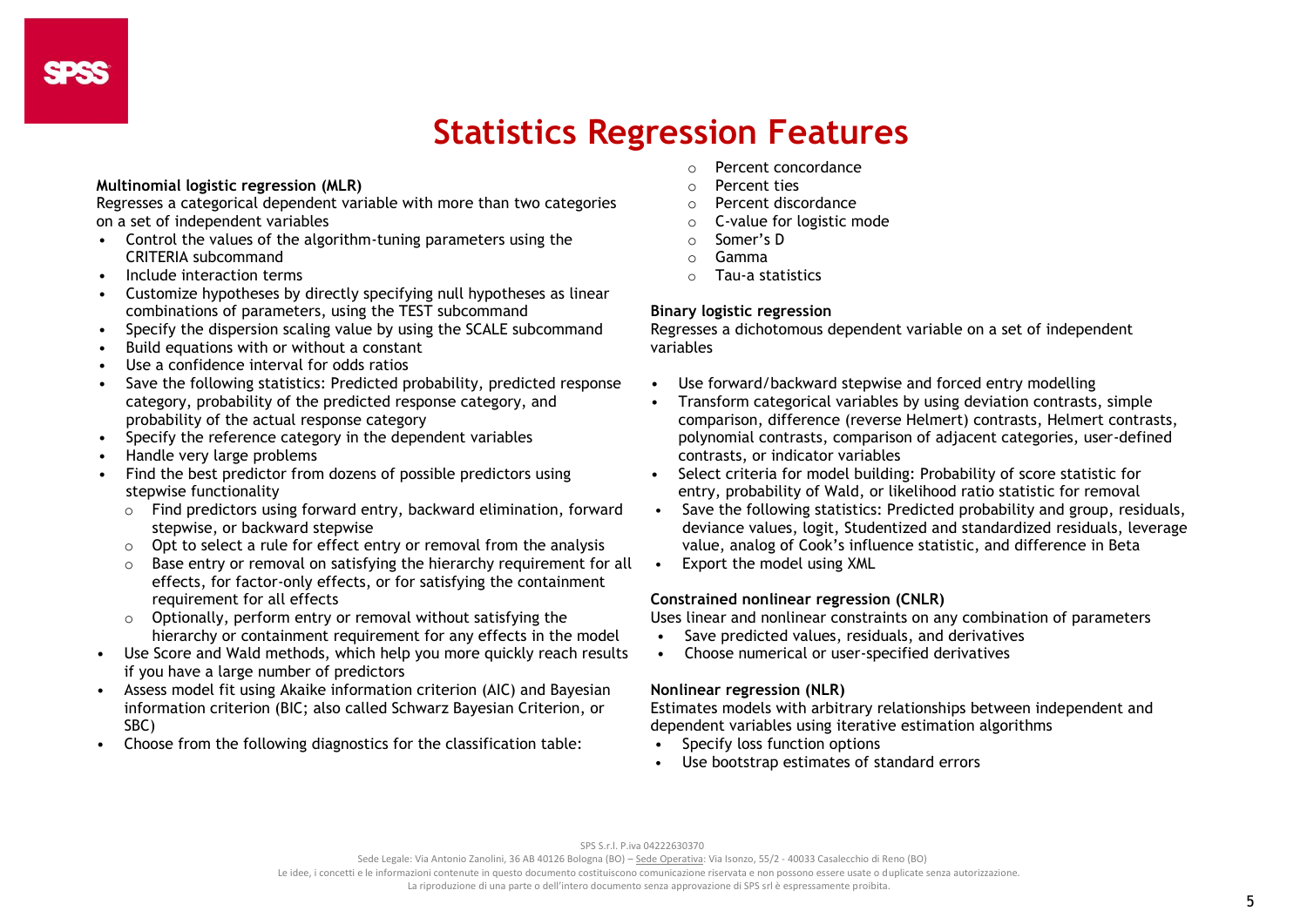# Statistics Regression Features

**Multinomial logistic regression (MLR)**
Regresses a categorical dependent variable with more than two categories on a set of independent variables

- Control the values of the algorithm-tuning parameters using the CRITERIA subcommand
- Include interaction terms
- Customize hypotheses by directly specifying null hypotheses as linear combinations of parameters, using the TEST subcommand
- Specify the dispersion scaling value by using the SCALE subcommand
- Build equations with or without a constant
- Use a confidence interval for odds ratios
- Save the following statistics: Predicted probability, predicted response category, probability of the predicted response category, and probability of the actual response category
- Specify the reference category in the dependent variables
- Handle very large problems
- Find the best predictor from dozens of possible predictors using stepwise functionality
  - Find predictors using forward entry, backward elimination, forward stepwise, or backward stepwise
  - Opt to select a rule for effect entry or removal from the analysis
  - Base entry or removal on satisfying the hierarchy requirement for all effects, for factor-only effects, or for satisfying the containment requirement for all effects
  - Optionally, perform entry or removal without satisfying the hierarchy or containment requirement for any effects in the model
- Use Score and Wald methods, which help you more quickly reach results if you have a large number of predictors
- Assess model fit using Akaike information criterion (AIC) and Bayesian information criterion (BIC; also called Schwarz Bayesian Criterion, or SBC)
- Choose from the following diagnostics for the classification table:
  - Percent concordance
  - Percent ties
  - Percent discordance
  - C-value for logistic mode
  - Somer's D
  - Gamma
  - Tau-a statistics

**Binary logistic regression**
Regresses a dichotomous dependent variable on a set of independent variables

- Use forward/backward stepwise and forced entry modelling
- Transform categorical variables by using deviation contrasts, simple comparison, difference (reverse Helmert) contrasts, Helmert contrasts, polynomial contrasts, comparison of adjacent categories, user-defined contrasts, or indicator variables
- Select criteria for model building: Probability of score statistic for entry, probability of Wald, or likelihood ratio statistic for removal
- Save the following statistics: Predicted probability and group, residuals, deviance values, logit, Studentized and standardized residuals, leverage value, analog of Cook's influence statistic, and difference in Beta
- Export the model using XML

**Constrained nonlinear regression (CNLR)**
Uses linear and nonlinear constraints on any combination of parameters

- Save predicted values, residuals, and derivatives
- Choose numerical or user-specified derivatives

**Nonlinear regression (NLR)**
Estimates models with arbitrary relationships between independent and dependent variables using iterative estimation algorithms

- Specify loss function options
- Use bootstrap estimates of standard errors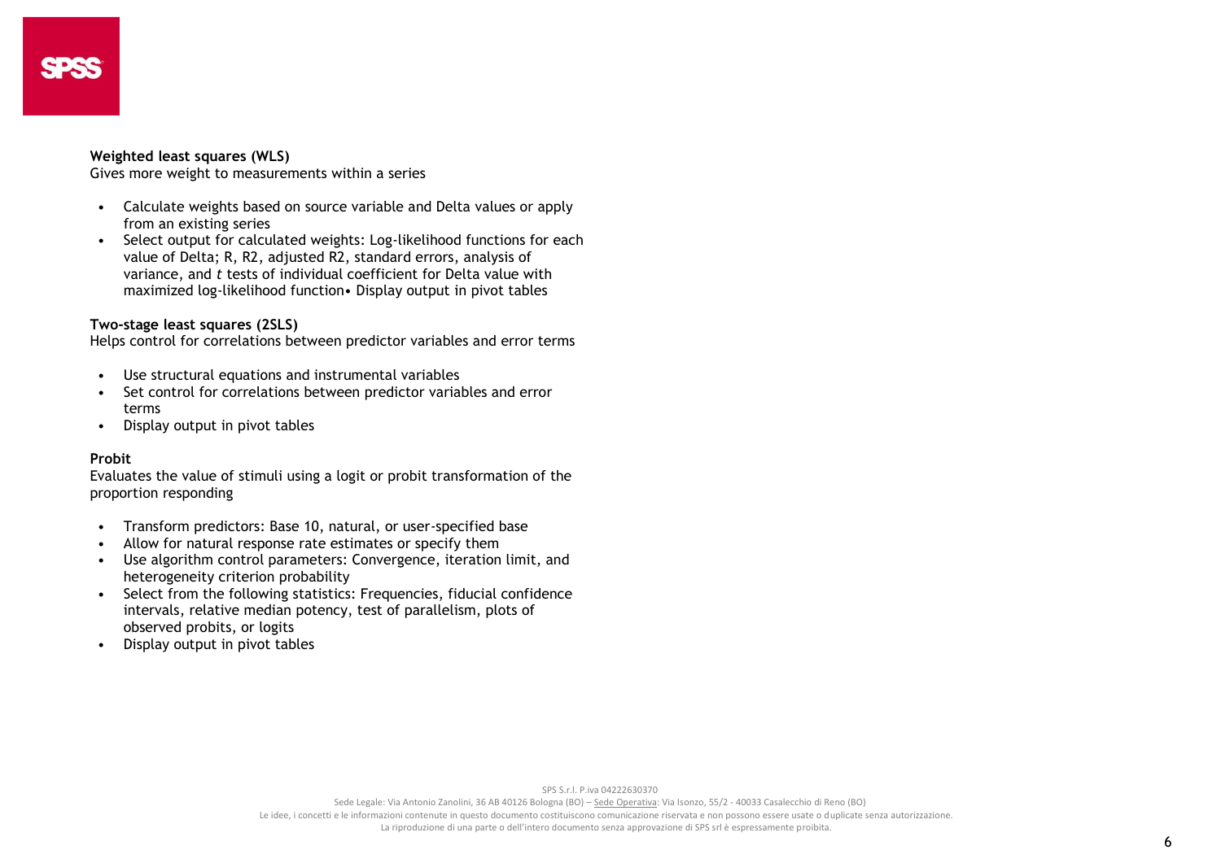**Weighted least squares (WLS)**
Gives more weight to measurements within a series

- Calculate weights based on source variable and Delta values or apply from an existing series
- Select output for calculated weights: Log-likelihood functions for each value of Delta; R, R2, adjusted R2, standard errors, analysis of variance, and *t* tests of individual coefficient for Delta value with maximized log-likelihood function• Display output in pivot tables

**Two-stage least squares (2SLS)**
Helps control for correlations between predictor variables and error terms

- Use structural equations and instrumental variables
- Set control for correlations between predictor variables and error terms
- Display output in pivot tables

**Probit**
Evaluates the value of stimuli using a logit or probit transformation of the proportion responding

- Transform predictors: Base 10, natural, or user-specified base
- Allow for natural response rate estimates or specify them
- Use algorithm control parameters: Convergence, iteration limit, and heterogeneity criterion probability
- Select from the following statistics: Frequencies, fiducial confidence intervals, relative median potency, test of parallelism, plots of observed probits, or logits
- Display output in pivot tables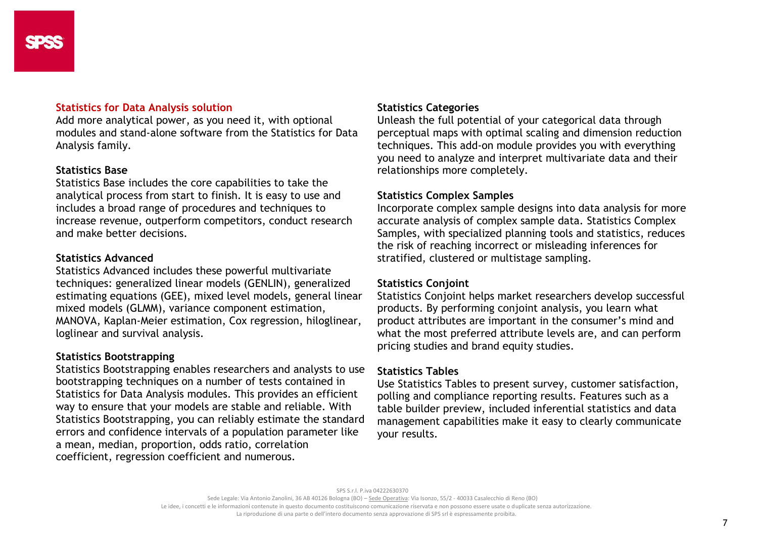## Statistics for Data Analysis solution

Add more analytical power, as you need it, with optional modules and stand-alone software from the Statistics for Data Analysis family.

### Statistics Base

Statistics Base includes the core capabilities to take the analytical process from start to finish. It is easy to use and includes a broad range of procedures and techniques to increase revenue, outperform competitors, conduct research and make better decisions.

### Statistics Advanced

Statistics Advanced includes these powerful multivariate techniques: generalized linear models (GENLIN), generalized estimating equations (GEE), mixed level models, general linear mixed models (GLMM), variance component estimation, MANOVA, Kaplan-Meier estimation, Cox regression, hiloglinear, loglinear and survival analysis.

### Statistics Bootstrapping

Statistics Bootstrapping enables researchers and analysts to use bootstrapping techniques on a number of tests contained in Statistics for Data Analysis modules. This provides an efficient way to ensure that your models are stable and reliable. With Statistics Bootstrapping, you can reliably estimate the standard errors and confidence intervals of a population parameter like a mean, median, proportion, odds ratio, correlation coefficient, regression coefficient and numerous.

### Statistics Categories

Unleash the full potential of your categorical data through perceptual maps with optimal scaling and dimension reduction techniques. This add-on module provides you with everything you need to analyze and interpret multivariate data and their relationships more completely.

### Statistics Complex Samples

Incorporate complex sample designs into data analysis for more accurate analysis of complex sample data. Statistics Complex Samples, with specialized planning tools and statistics, reduces the risk of reaching incorrect or misleading inferences for stratified, clustered or multistage sampling.

### Statistics Conjoint

Statistics Conjoint helps market researchers develop successful products. By performing conjoint analysis, you learn what product attributes are important in the consumer's mind and what the most preferred attribute levels are, and can perform pricing studies and brand equity studies.

### Statistics Tables

Use Statistics Tables to present survey, customer satisfaction, polling and compliance reporting results. Features such as a table builder preview, included inferential statistics and data management capabilities make it easy to clearly communicate your results.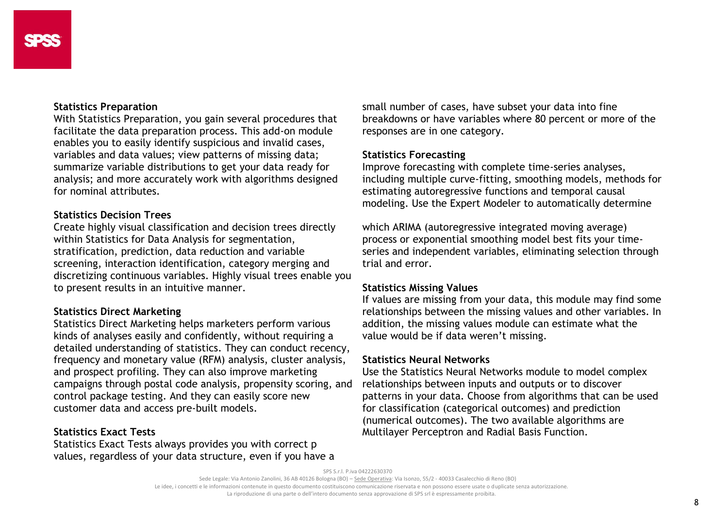**Statistics Preparation**

With Statistics Preparation, you gain several procedures that facilitate the data preparation process. This add-on module enables you to easily identify suspicious and invalid cases, variables and data values; view patterns of missing data; summarize variable distributions to get your data ready for analysis; and more accurately work with algorithms designed for nominal attributes.

**Statistics Decision Trees**

Create highly visual classification and decision trees directly within Statistics for Data Analysis for segmentation, stratification, prediction, data reduction and variable screening, interaction identification, category merging and discretizing continuous variables. Highly visual trees enable you to present results in an intuitive manner.

**Statistics Direct Marketing**

Statistics Direct Marketing helps marketers perform various kinds of analyses easily and confidently, without requiring a detailed understanding of statistics. They can conduct recency, frequency and monetary value (RFM) analysis, cluster analysis, and prospect profiling. They can also improve marketing campaigns through postal code analysis, propensity scoring, and control package testing. And they can easily score new customer data and access pre-built models.

**Statistics Exact Tests**

Statistics Exact Tests always provides you with correct p values, regardless of your data structure, even if you have a small number of cases, have subset your data into fine breakdowns or have variables where 80 percent or more of the responses are in one category.

**Statistics Forecasting**

Improve forecasting with complete time-series analyses, including multiple curve-fitting, smoothing models, methods for estimating autoregressive functions and temporal causal modeling. Use the Expert Modeler to automatically determine which ARIMA (autoregressive integrated moving average) process or exponential smoothing model best fits your time-series and independent variables, eliminating selection through trial and error.

**Statistics Missing Values**

If values are missing from your data, this module may find some relationships between the missing values and other variables. In addition, the missing values module can estimate what the value would be if data weren't missing.

**Statistics Neural Networks**

Use the Statistics Neural Networks module to model complex relationships between inputs and outputs or to discover patterns in your data. Choose from algorithms that can be used for classification (categorical outcomes) and prediction (numerical outcomes). The two available algorithms are Multilayer Perceptron and Radial Basis Function.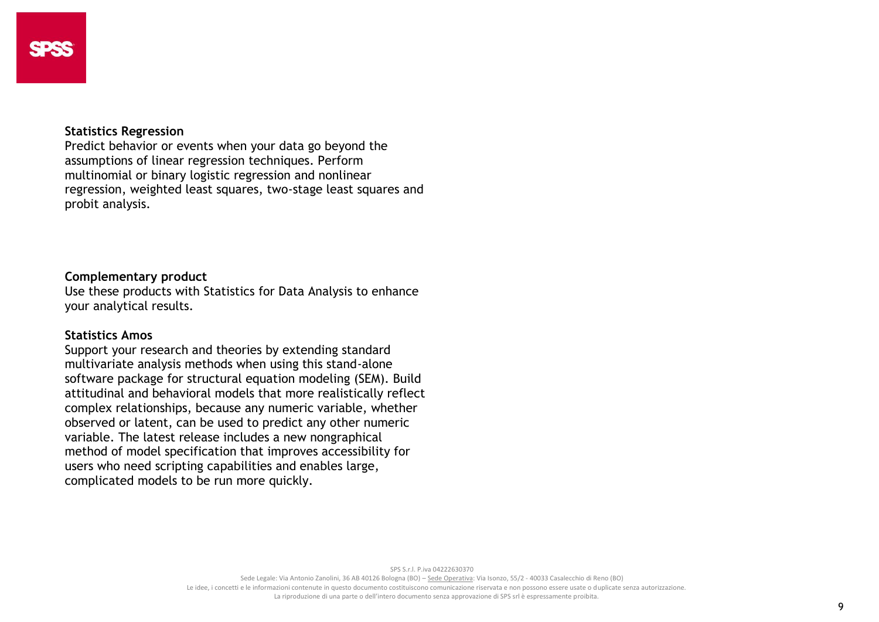**Statistics Regression**
Predict behavior or events when your data go beyond the assumptions of linear regression techniques. Perform multinomial or binary logistic regression and nonlinear regression, weighted least squares, two-stage least squares and probit analysis.

**Complementary product**
Use these products with Statistics for Data Analysis to enhance your analytical results.

**Statistics Amos**
Support your research and theories by extending standard multivariate analysis methods when using this stand-alone software package for structural equation modeling (SEM). Build attitudinal and behavioral models that more realistically reflect complex relationships, because any numeric variable, whether observed or latent, can be used to predict any other numeric variable. The latest release includes a new nongraphical method of model specification that improves accessibility for users who need scripting capabilities and enables large, complicated models to be run more quickly.